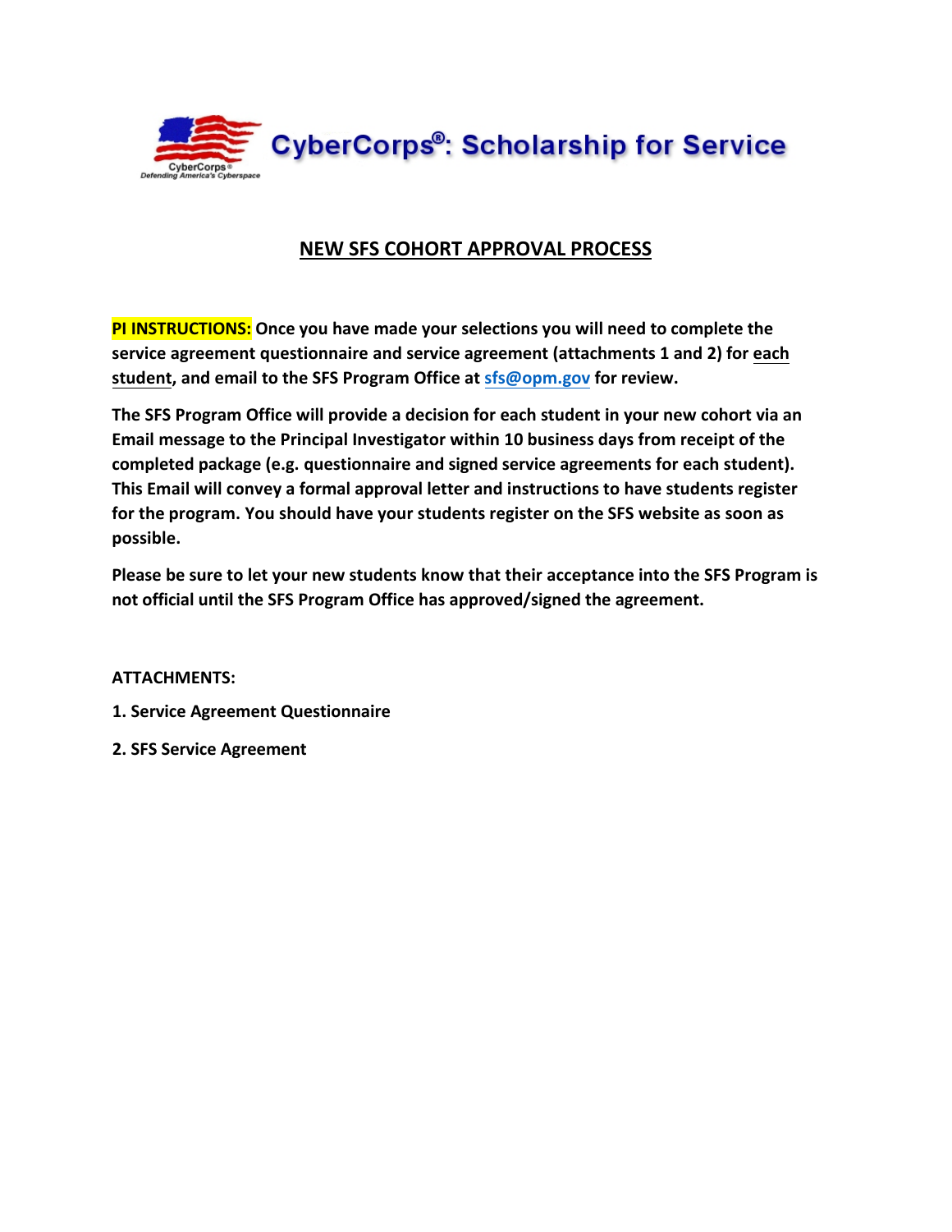# CyberCorps®: Scholarship for Service

## NEW SFS COHORT APPROVAL PROCESS

**PI INSTRUCTIONS: Once you have made your selections you will need to complete the service agreement questionnaire and service agreement (attachments 1 and 2) for each student, and email to the SFS Program Office at sfs@opm.gov for review.**

**The SFS Program Office will provide a decision for each student in your new cohort via an Email message to the Principal Investigator within 10 business days from receipt of the completed package (e.g. questionnaire and signed service agreements for each student). This Email will convey a formal approval letter and instructions to have students register for the program. You should have your students register on the SFS website as soon as possible.**

**Please be sure to let your new students know that their acceptance into the SFS Program is not official until the SFS Program Office has approved/signed the agreement.**

**ATTACHMENTS:**

1. **Service Agreement Questionnaire**
2. **SFS Service Agreement**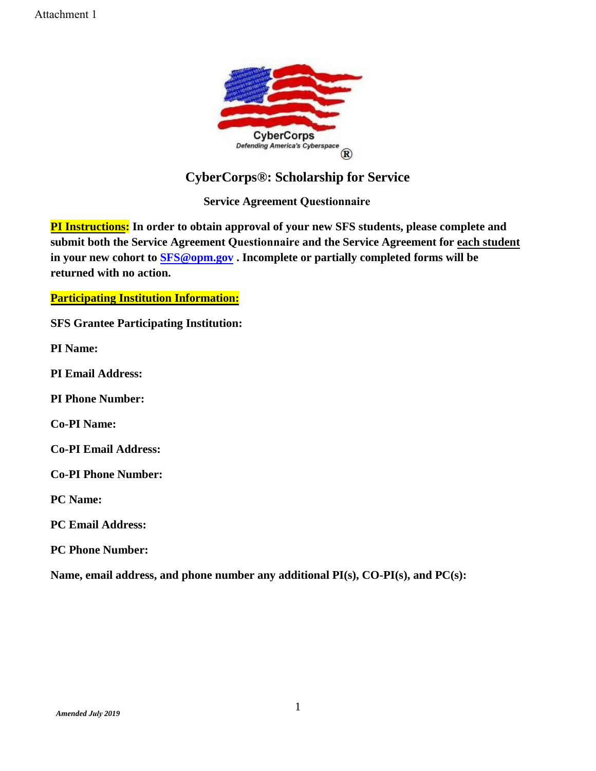Attachment 1

# CyberCorps®: Scholarship for Service

## Service Agreement Questionnaire

**PI Instructions: In order to obtain approval of your new SFS students, please complete and submit both the Service Agreement Questionnaire and the Service Agreement for each student in your new cohort to SFS@opm.gov . Incomplete or partially completed forms will be returned with no action.**

**Participating Institution Information:**

**SFS Grantee Participating Institution:**

**PI Name:**

**PI Email Address:**

**PI Phone Number:**

**Co-PI Name:**

**Co-PI Email Address:**

**Co-PI Phone Number:**

**PC Name:**

**PC Email Address:**

**PC Phone Number:**

**Name, email address, and phone number any additional PI(s), CO-PI(s), and PC(s):**

*Amended July 2019*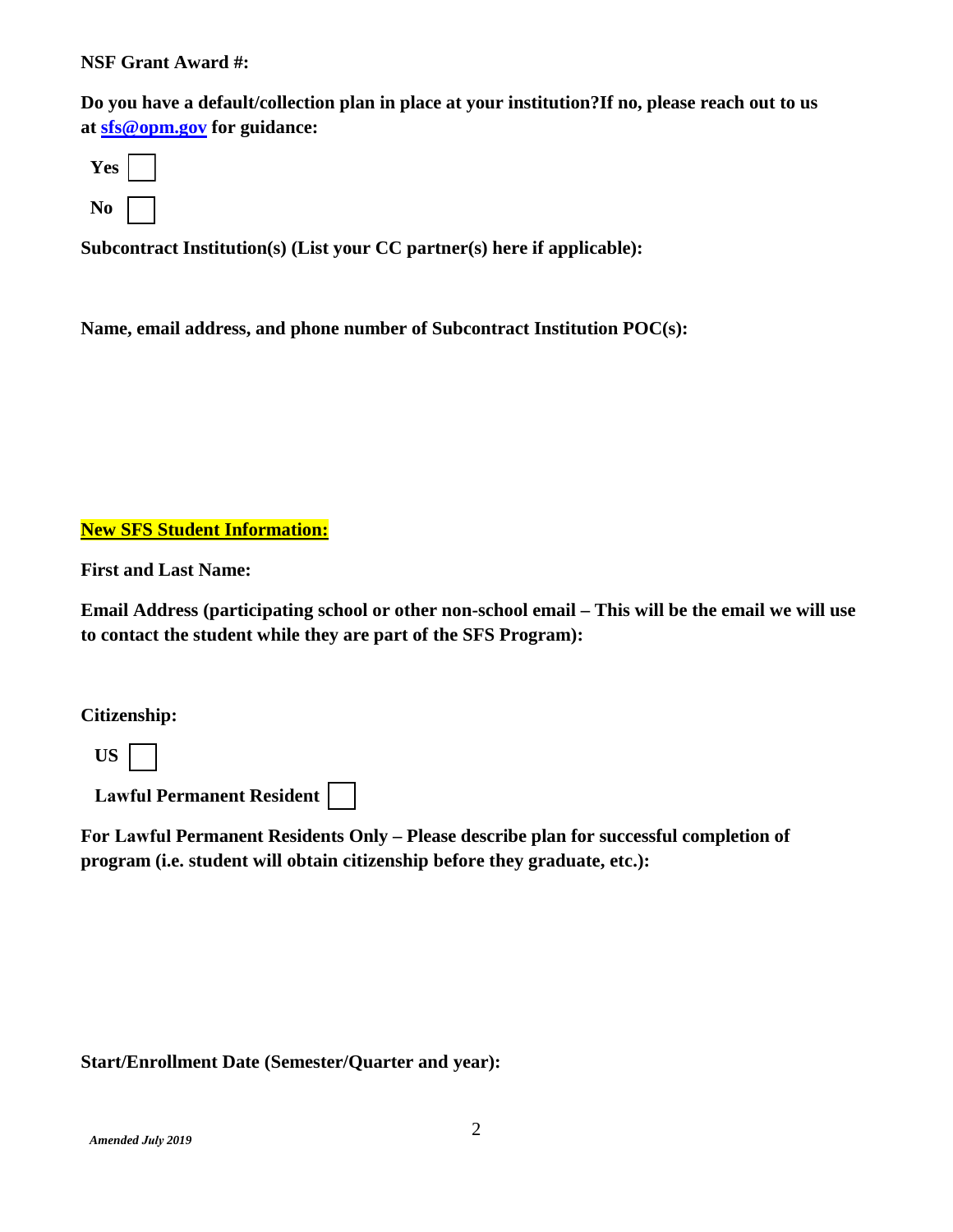**NSF Grant Award #:**

**Do you have a default/collection plan in place at your institution?If no, please reach out to us at [sfs@opm.gov](mailto:sfs@opm.gov) for guidance:**

**Yes** ☐

**No** ☐

**Subcontract Institution(s) (List your CC partner(s) here if applicable):**

**Name, email address, and phone number of Subcontract Institution POC(s):**

**New SFS Student Information:**

**First and Last Name:**

**Email Address (participating school or other non-school email – This will be the email we will use to contact the student while they are part of the SFS Program):**

**Citizenship:**

**US** ☐

**Lawful Permanent Resident** ☐

**For Lawful Permanent Residents Only – Please describe plan for successful completion of program (i.e. student will obtain citizenship before they graduate, etc.):**

**Start/Enrollment Date (Semester/Quarter and year):**

*Amended July 2019*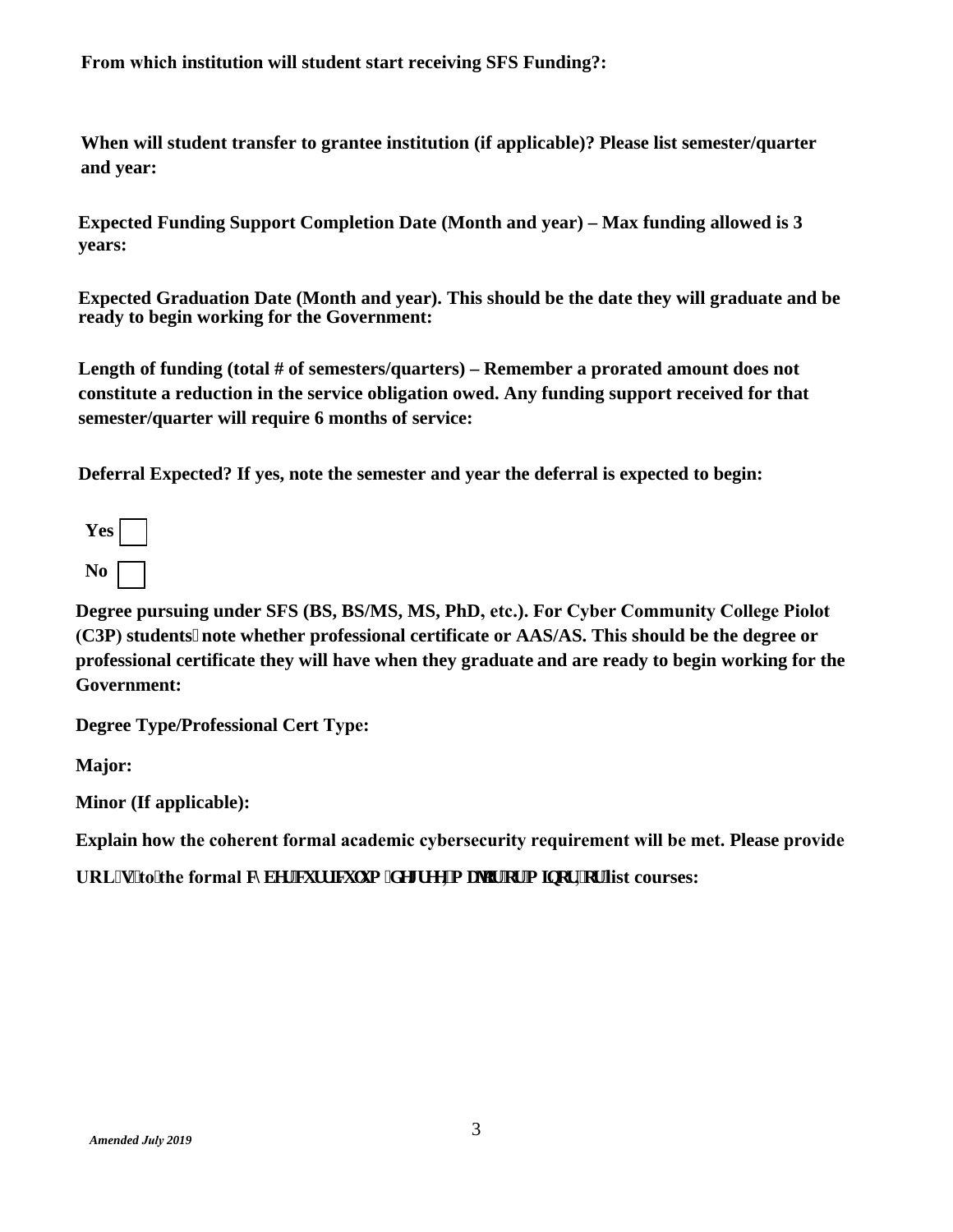**From which institution will student start receiving SFS Funding?:**

**When will student transfer to grantee institution (if applicable)? Please list semester/quarter and year:**

**Expected Funding Support Completion Date (Month and year) – Max funding allowed is 3 years:**

**Expected Graduation Date (Month and year). This should be the date they will graduate and be ready to begin working for the Government:**

**Length of funding (total # of semesters/quarters) – Remember a prorated amount does not constitute a reduction in the service obligation owed. Any funding support received for that semester/quarter will require 6 months of service:**

**Deferral Expected? If yes, note the semester and year the deferral is expected to begin:**

**Yes** ☐

**No** ☐

**Degree pursuing under SFS (BS, BS/MS, MS, PhD, etc.). For Cyber Community College Piolot (C3P) students, note whether professional certificate or AAS/AS. This should be the degree or professional certificate they will have when they graduate and are ready to begin working for the Government:**

**Degree Type/Professional Cert Type:**

**Major:**

**Minor (If applicable):**

**Explain how the coherent formal academic cybersecurity requirement will be met. Please provide URL's to the formal cybersecurity curriculum (degree, major or minor), or list courses:**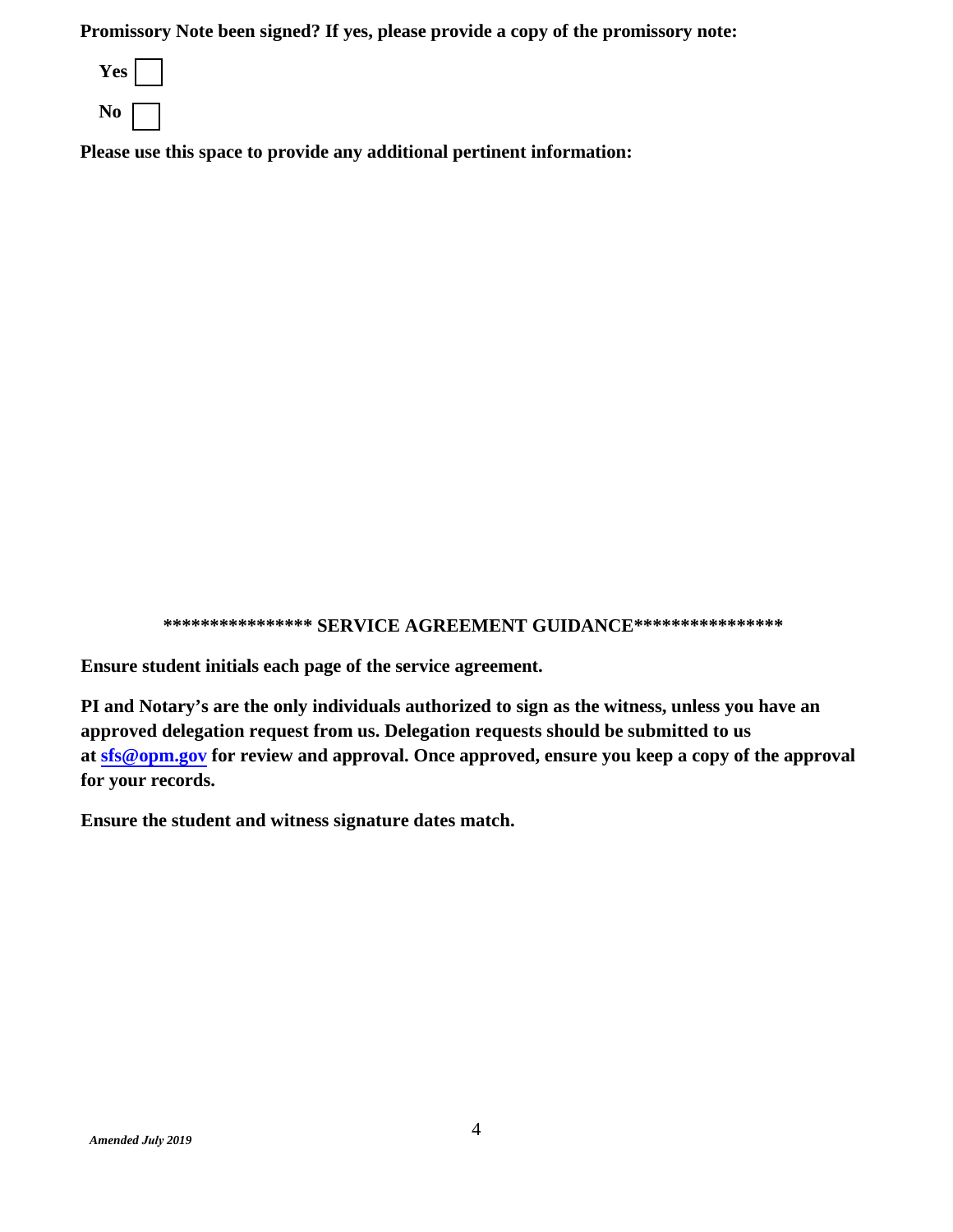**Promissory Note been signed? If yes, please provide a copy of the promissory note:**

**Yes** ☐

**No** ☐

**Please use this space to provide any additional pertinent information:**

**\*\*\*\*\*\*\*\*\*\*\*\*\*\*\*\* SERVICE AGREEMENT GUIDANCE\*\*\*\*\*\*\*\*\*\*\*\*\*\*\*\***

**Ensure student initials each page of the service agreement.**

**PI and Notary's are the only individuals authorized to sign as the witness, unless you have an approved delegation request from us. Delegation requests should be submitted to us at [sfs@opm.gov](mailto:sfs@opm.gov) for review and approval. Once approved, ensure you keep a copy of the approval for your records.**

**Ensure the student and witness signature dates match.**

*Amended July 2019*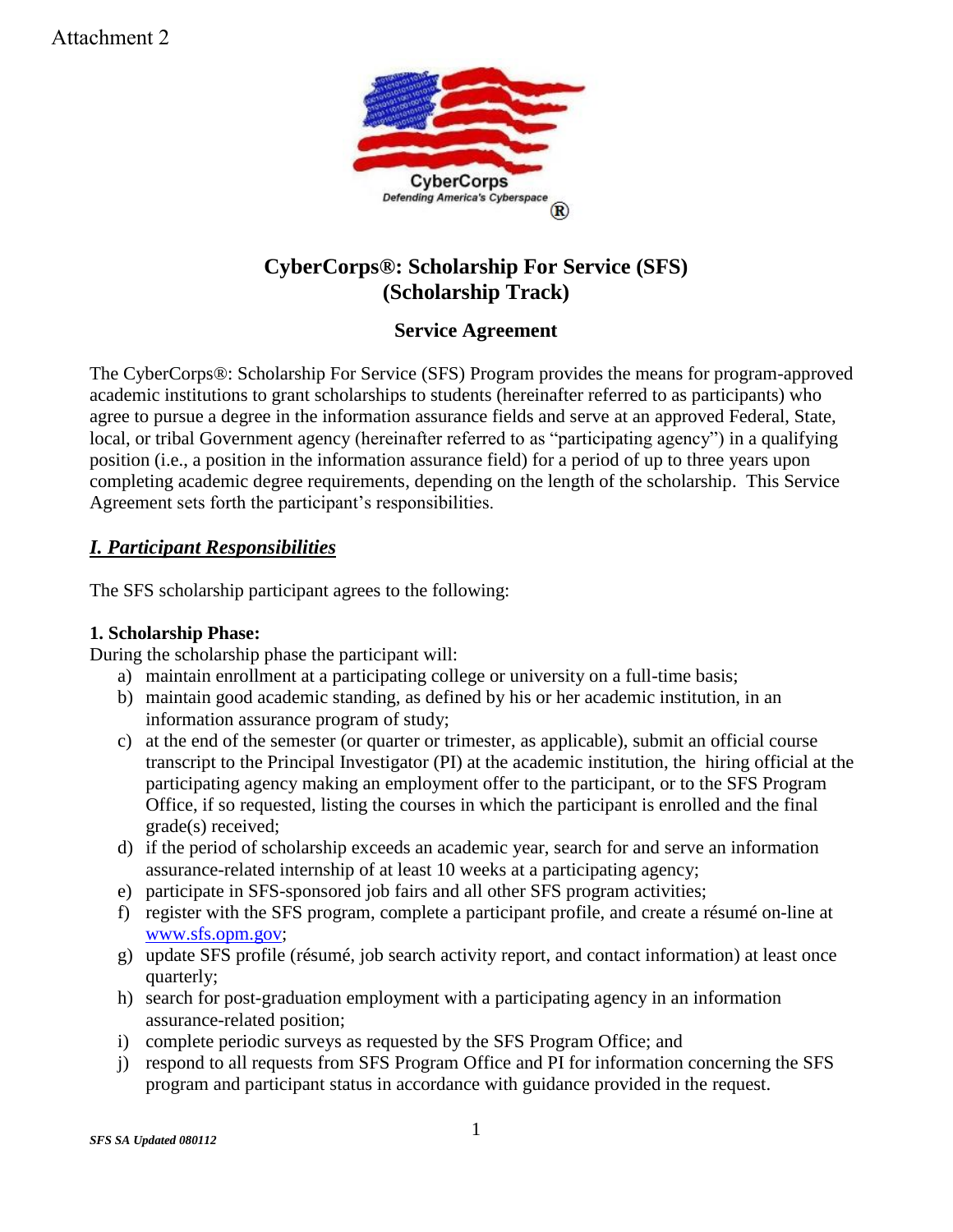Attachment 2

# CyberCorps®: Scholarship For Service (SFS)
# (Scholarship Track)

## Service Agreement

The CyberCorps®: Scholarship For Service (SFS) Program provides the means for program-approved academic institutions to grant scholarships to students (hereinafter referred to as participants) who agree to pursue a degree in the information assurance fields and serve at an approved Federal, State, local, or tribal Government agency (hereinafter referred to as "participating agency") in a qualifying position (i.e., a position in the information assurance field) for a period of up to three years upon completing academic degree requirements, depending on the length of the scholarship. This Service Agreement sets forth the participant's responsibilities.

## ***I. Participant Responsibilities***

The SFS scholarship participant agrees to the following:

**1. Scholarship Phase:**

During the scholarship phase the participant will:

a) maintain enrollment at a participating college or university on a full-time basis;
b) maintain good academic standing, as defined by his or her academic institution, in an information assurance program of study;
c) at the end of the semester (or quarter or trimester, as applicable), submit an official course transcript to the Principal Investigator (PI) at the academic institution, the hiring official at the participating agency making an employment offer to the participant, or to the SFS Program Office, if so requested, listing the courses in which the participant is enrolled and the final grade(s) received;
d) if the period of scholarship exceeds an academic year, search for and serve an information assurance-related internship of at least 10 weeks at a participating agency;
e) participate in SFS-sponsored job fairs and all other SFS program activities;
f) register with the SFS program, complete a participant profile, and create a résumé on-line at www.sfs.opm.gov;
g) update SFS profile (résumé, job search activity report, and contact information) at least once quarterly;
h) search for post-graduation employment with a participating agency in an information assurance-related position;
i) complete periodic surveys as requested by the SFS Program Office; and
j) respond to all requests from SFS Program Office and PI for information concerning the SFS program and participant status in accordance with guidance provided in the request.

*SFS SA Updated 080112*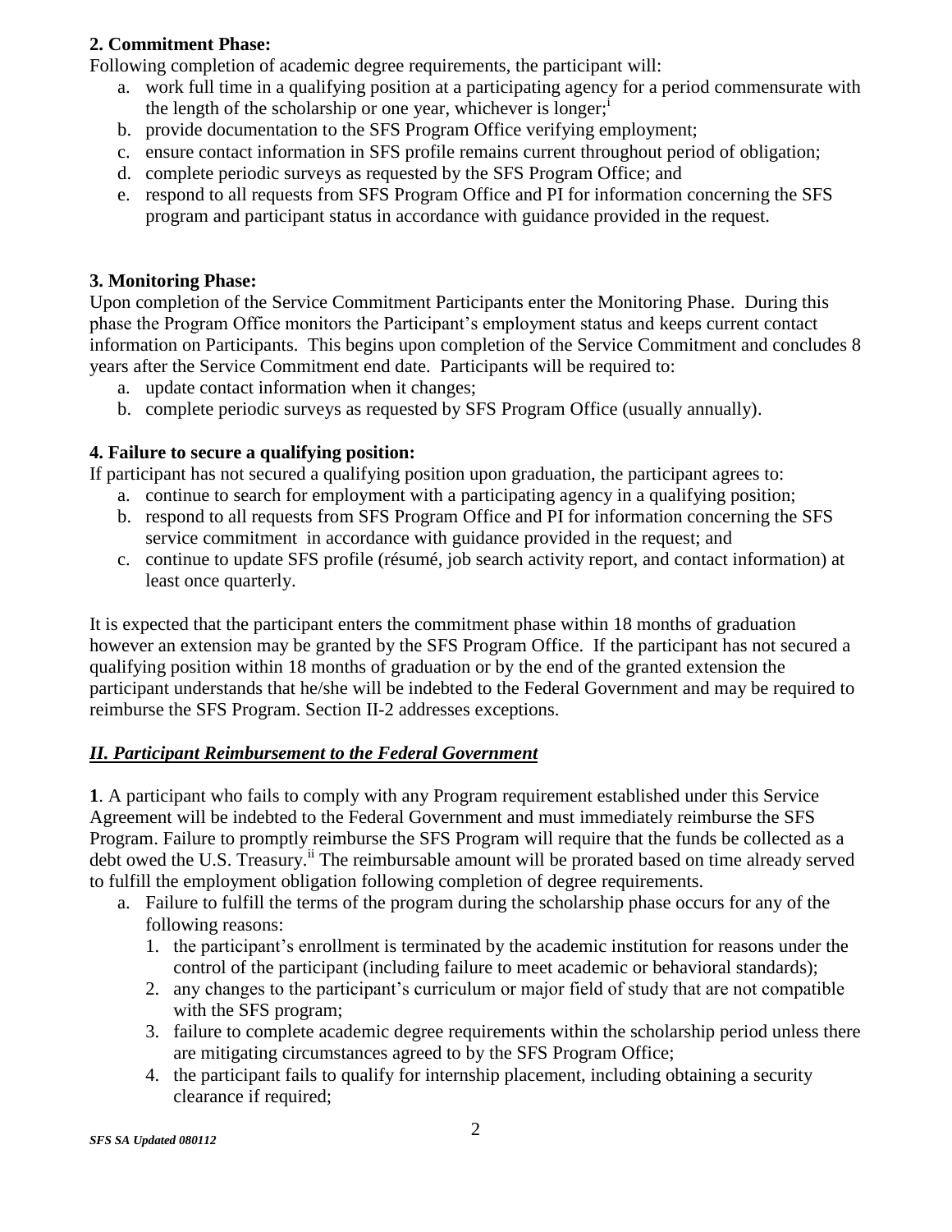**2. Commitment Phase:**

Following completion of academic degree requirements, the participant will:

a. work full time in a qualifying position at a participating agency for a period commensurate with the length of the scholarship or one year, whichever is longer;[i]
b. provide documentation to the SFS Program Office verifying employment;
c. ensure contact information in SFS profile remains current throughout period of obligation;
d. complete periodic surveys as requested by the SFS Program Office; and
e. respond to all requests from SFS Program Office and PI for information concerning the SFS program and participant status in accordance with guidance provided in the request.

**3. Monitoring Phase:**

Upon completion of the Service Commitment Participants enter the Monitoring Phase. During this phase the Program Office monitors the Participant's employment status and keeps current contact information on Participants. This begins upon completion of the Service Commitment and concludes 8 years after the Service Commitment end date. Participants will be required to:

a. update contact information when it changes;
b. complete periodic surveys as requested by SFS Program Office (usually annually).

**4. Failure to secure a qualifying position:**

If participant has not secured a qualifying position upon graduation, the participant agrees to:

a. continue to search for employment with a participating agency in a qualifying position;
b. respond to all requests from SFS Program Office and PI for information concerning the SFS service commitment in accordance with guidance provided in the request; and
c. continue to update SFS profile (résumé, job search activity report, and contact information) at least once quarterly.

It is expected that the participant enters the commitment phase within 18 months of graduation however an extension may be granted by the SFS Program Office. If the participant has not secured a qualifying position within 18 months of graduation or by the end of the granted extension the participant understands that he/she will be indebted to the Federal Government and may be required to reimburse the SFS Program. Section II-2 addresses exceptions.

## ***II. Participant Reimbursement to the Federal Government***

**1**. A participant who fails to comply with any Program requirement established under this Service Agreement will be indebted to the Federal Government and must immediately reimburse the SFS Program. Failure to promptly reimburse the SFS Program will require that the funds be collected as a debt owed the U.S. Treasury.[ii] The reimbursable amount will be prorated based on time already served to fulfill the employment obligation following completion of degree requirements.

a. Failure to fulfill the terms of the program during the scholarship phase occurs for any of the following reasons:
   1. the participant's enrollment is terminated by the academic institution for reasons under the control of the participant (including failure to meet academic or behavioral standards);
   2. any changes to the participant's curriculum or major field of study that are not compatible with the SFS program;
   3. failure to complete academic degree requirements within the scholarship period unless there are mitigating circumstances agreed to by the SFS Program Office;
   4. the participant fails to qualify for internship placement, including obtaining a security clearance if required;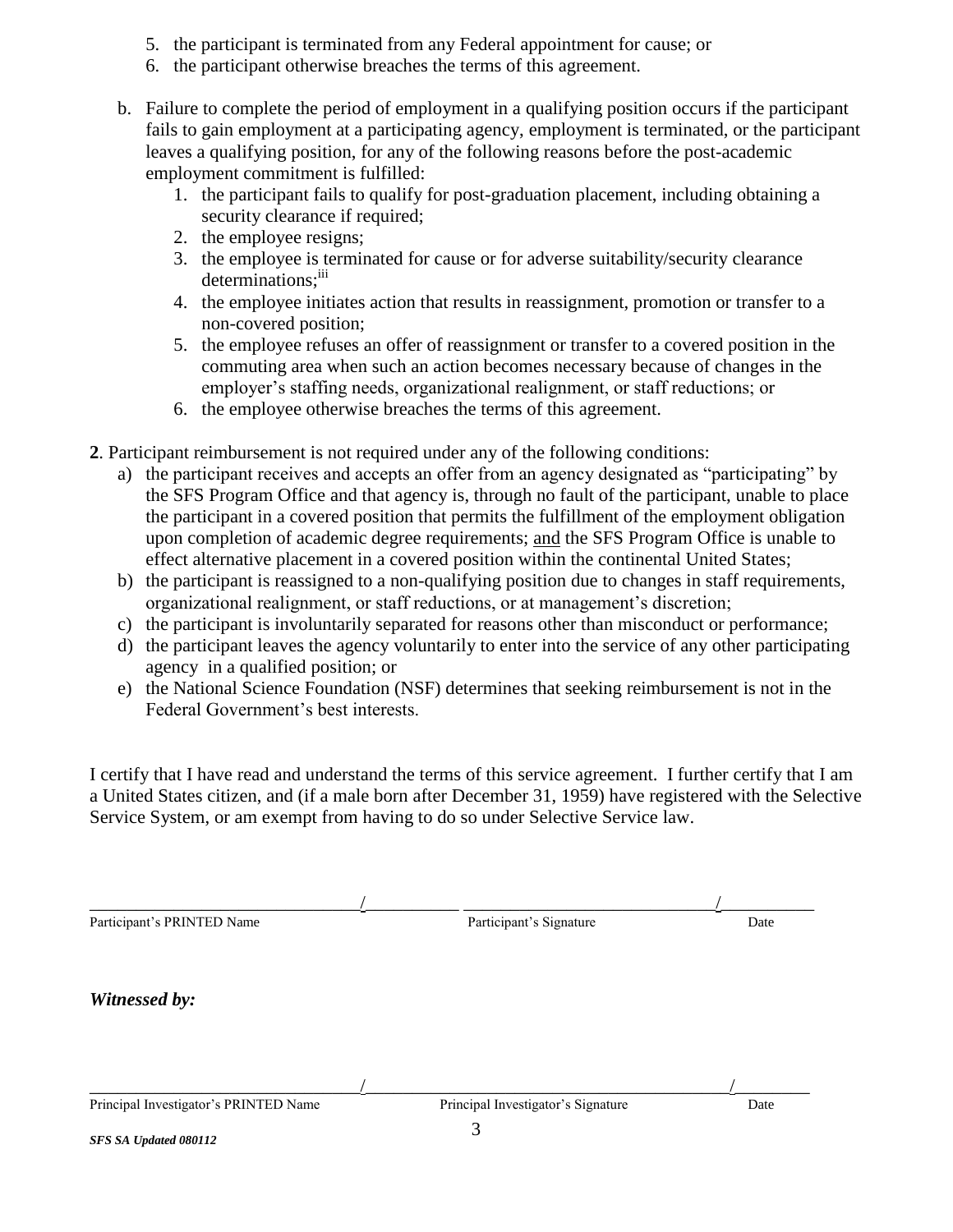5. the participant is terminated from any Federal appointment for cause; or
6. the participant otherwise breaches the terms of this agreement.

b. Failure to complete the period of employment in a qualifying position occurs if the participant fails to gain employment at a participating agency, employment is terminated, or the participant leaves a qualifying position, for any of the following reasons before the post-academic employment commitment is fulfilled:
   1. the participant fails to qualify for post-graduation placement, including obtaining a security clearance if required;
   2. the employee resigns;
   3. the employee is terminated for cause or for adverse suitability/security clearance determinations;[iii]
   4. the employee initiates action that results in reassignment, promotion or transfer to a non-covered position;
   5. the employee refuses an offer of reassignment or transfer to a covered position in the commuting area when such an action becomes necessary because of changes in the employer's staffing needs, organizational realignment, or staff reductions; or
   6. the employee otherwise breaches the terms of this agreement.

**2**. Participant reimbursement is not required under any of the following conditions:

a) the participant receives and accepts an offer from an agency designated as "participating" by the SFS Program Office and that agency is, through no fault of the participant, unable to place the participant in a covered position that permits the fulfillment of the employment obligation upon completion of academic degree requirements; <u>and</u> the SFS Program Office is unable to effect alternative placement in a covered position within the continental United States;
b) the participant is reassigned to a non-qualifying position due to changes in staff requirements, organizational realignment, or staff reductions, or at management's discretion;
c) the participant is involuntarily separated for reasons other than misconduct or performance;
d) the participant leaves the agency voluntarily to enter into the service of any other participating agency in a qualified position; or
e) the National Science Foundation (NSF) determines that seeking reimbursement is not in the Federal Government's best interests.

I certify that I have read and understand the terms of this service agreement. I further certify that I am a United States citizen, and (if a male born after December 31, 1959) have registered with the Selective Service System, or am exempt from having to do so under Selective Service law.

\_\_\_\_\_\_\_\_\_\_\_\_\_\_\_\_\_\_\_\_\_\_\_\_\_\_\_\_\_\_/\_\_\_\_\_\_\_\_\_\_ \_\_\_\_\_\_\_\_\_\_\_\_\_\_\_\_\_\_\_\_\_\_\_\_\_\_\_/\_\_\_\_\_\_\_\_\_\_

Participant's PRINTED Name | Participant's Signature | Date

***Witnessed by:***

\_\_\_\_\_\_\_\_\_\_\_\_\_\_\_\_\_\_\_\_\_\_\_\_\_\_\_\_\_\_/\_\_\_\_\_\_\_\_\_\_\_\_\_\_\_\_\_\_\_\_\_\_\_\_\_\_\_\_\_\_\_\_\_\_\_\_\_\_/\_\_\_\_\_\_\_\_\_\_

Principal Investigator's PRINTED Name | Principal Investigator's Signature | Date

***SFS SA Updated 080112***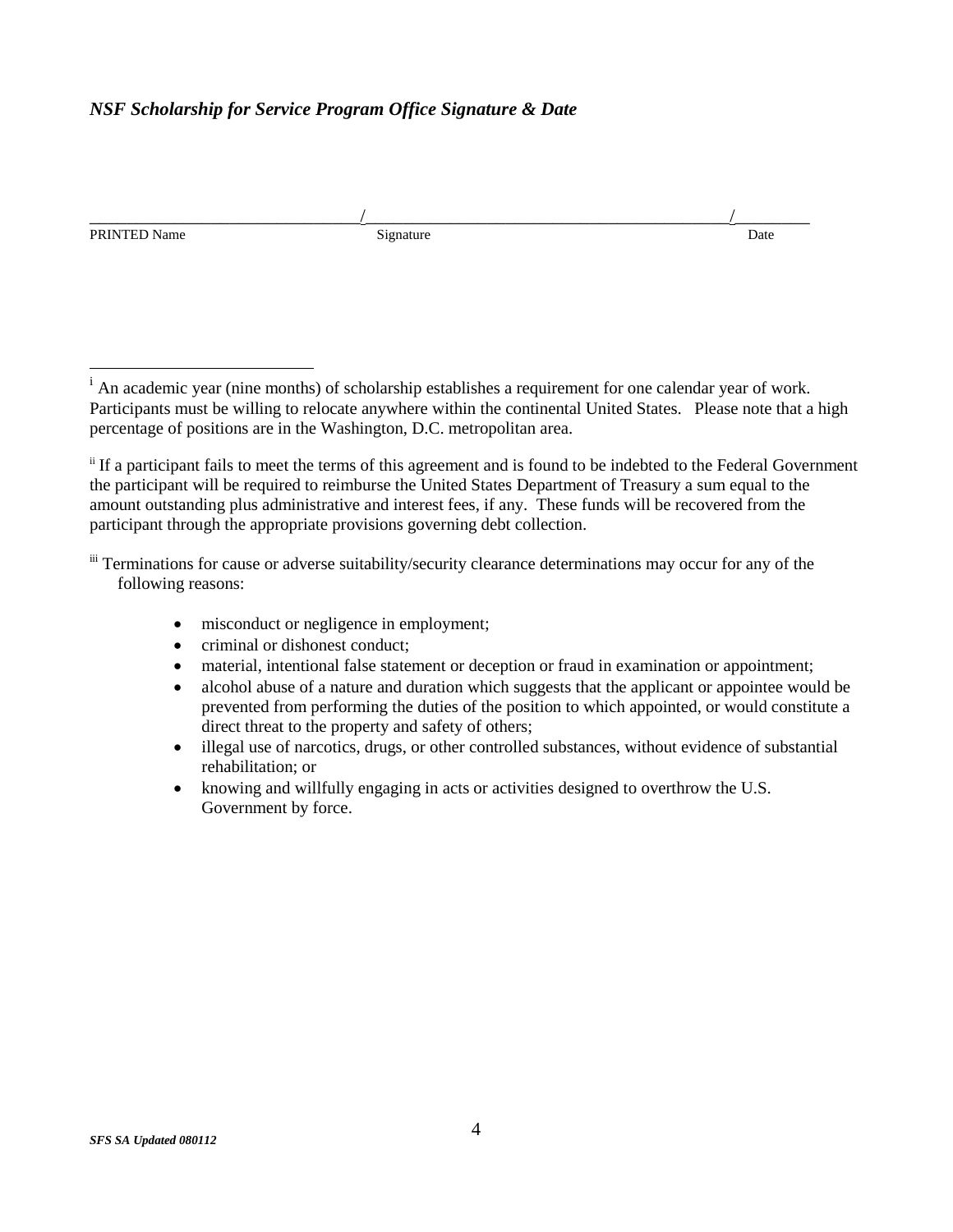*NSF Scholarship for Service Program Office Signature & Date*

\_\_\_\_\_\_\_\_\_\_\_\_\_\_\_\_\_\_\_\_\_\_\_\_\_\_\_\_\_\_\_\_/\_\_\_\_\_\_\_\_\_\_\_\_\_\_\_\_\_\_\_\_\_\_\_\_\_\_\_\_\_\_\_\_\_\_\_\_\_\_\_\_\_\_\_\_/\_\_\_\_\_\_\_\_\_

PRINTED Name Signature Date

---

[i] An academic year (nine months) of scholarship establishes a requirement for one calendar year of work. Participants must be willing to relocate anywhere within the continental United States. Please note that a high percentage of positions are in the Washington, D.C. metropolitan area.

[ii] If a participant fails to meet the terms of this agreement and is found to be indebted to the Federal Government the participant will be required to reimburse the United States Department of Treasury a sum equal to the amount outstanding plus administrative and interest fees, if any. These funds will be recovered from the participant through the appropriate provisions governing debt collection.

[iii] Terminations for cause or adverse suitability/security clearance determinations may occur for any of the following reasons:

- misconduct or negligence in employment;
- criminal or dishonest conduct;
- material, intentional false statement or deception or fraud in examination or appointment;
- alcohol abuse of a nature and duration which suggests that the applicant or appointee would be prevented from performing the duties of the position to which appointed, or would constitute a direct threat to the property and safety of others;
- illegal use of narcotics, drugs, or other controlled substances, without evidence of substantial rehabilitation; or
- knowing and willfully engaging in acts or activities designed to overthrow the U.S. Government by force.